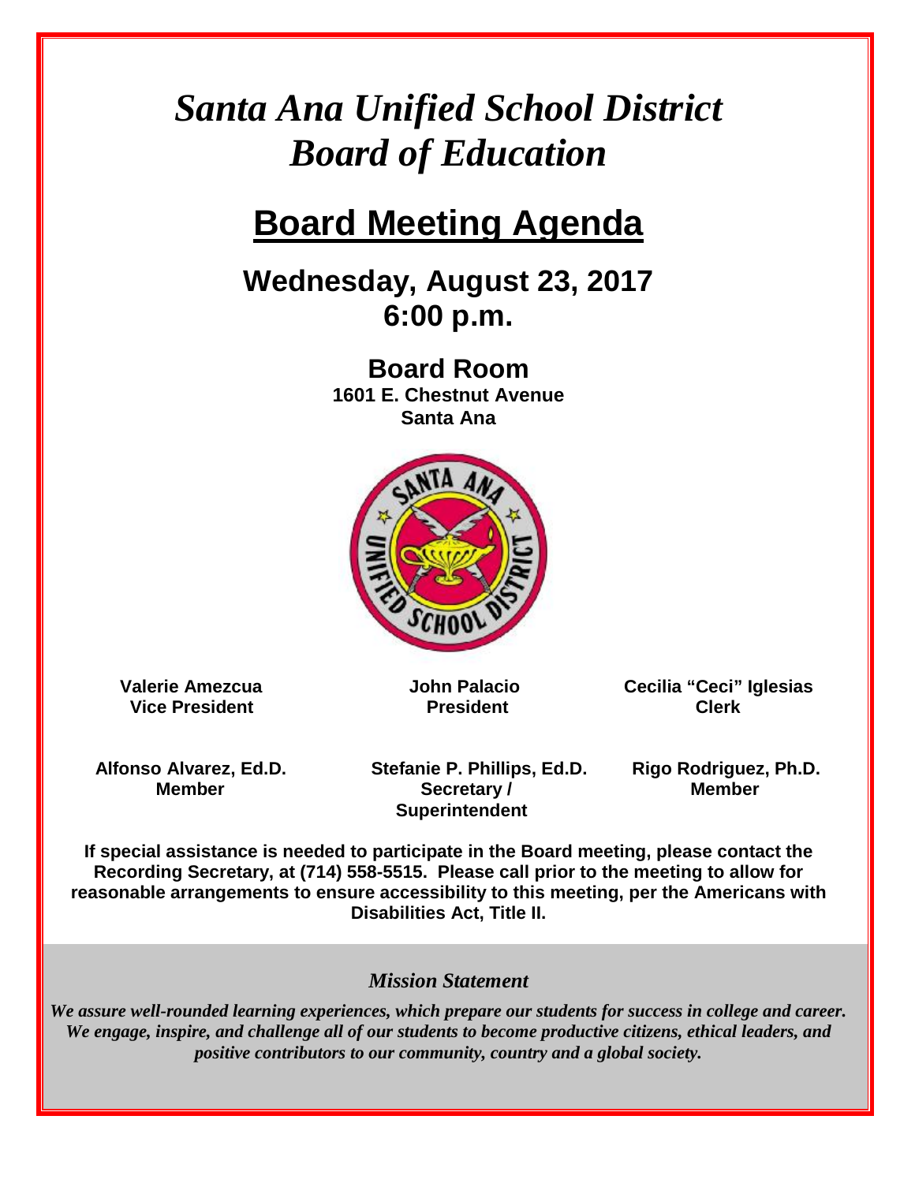# *Santa Ana Unified School District*
# *Board of Education*

## Board Meeting Agenda

### Wednesday, August 23, 2017
### 6:00 p.m.

**Board Room**
**1601 E. Chestnut Avenue**
**Santa Ana**

**Valerie Amezcua**
**Vice President**

**John Palacio**
**President**

**Cecilia "Ceci" Iglesias**
**Clerk**

**Alfonso Alvarez, Ed.D.**
**Member**

**Stefanie P. Phillips, Ed.D.**
**Secretary / Superintendent**

**Rigo Rodriguez, Ph.D.**
**Member**

**If special assistance is needed to participate in the Board meeting, please contact the Recording Secretary, at (714) 558-5515. Please call prior to the meeting to allow for reasonable arrangements to ensure accessibility to this meeting, per the Americans with Disabilities Act, Title II.**

***Mission Statement***

***We assure well-rounded learning experiences, which prepare our students for success in college and career. We engage, inspire, and challenge all of our students to become productive citizens, ethical leaders, and positive contributors to our community, country and a global society.***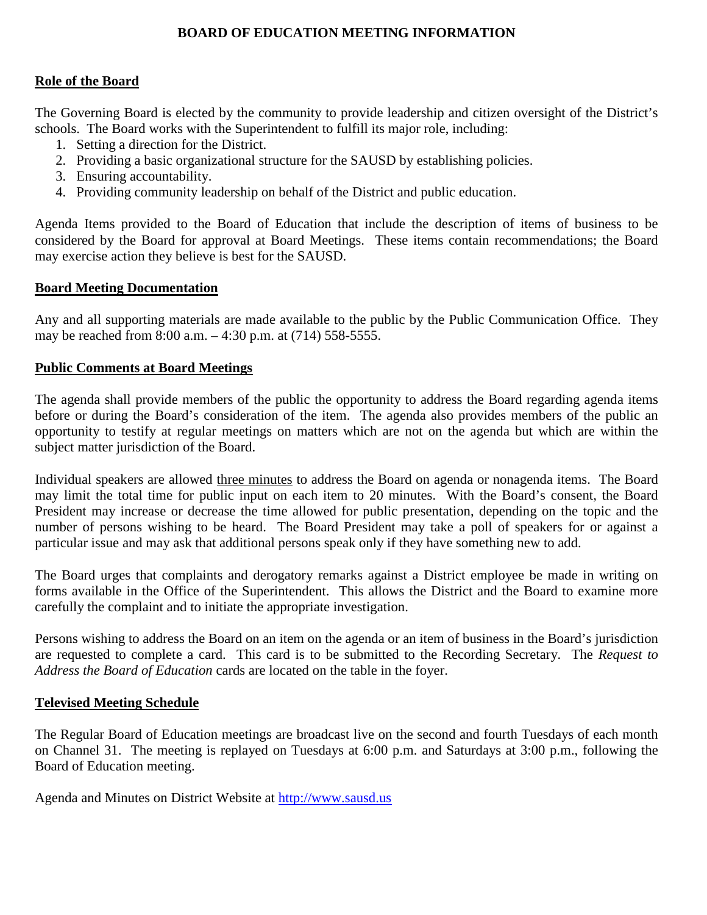# BOARD OF EDUCATION MEETING INFORMATION

## Role of the Board

The Governing Board is elected by the community to provide leadership and citizen oversight of the District's schools. The Board works with the Superintendent to fulfill its major role, including:

1. Setting a direction for the District.
2. Providing a basic organizational structure for the SAUSD by establishing policies.
3. Ensuring accountability.
4. Providing community leadership on behalf of the District and public education.

Agenda Items provided to the Board of Education that include the description of items of business to be considered by the Board for approval at Board Meetings. These items contain recommendations; the Board may exercise action they believe is best for the SAUSD.

## Board Meeting Documentation

Any and all supporting materials are made available to the public by the Public Communication Office. They may be reached from 8:00 a.m. – 4:30 p.m. at (714) 558-5555.

## Public Comments at Board Meetings

The agenda shall provide members of the public the opportunity to address the Board regarding agenda items before or during the Board's consideration of the item. The agenda also provides members of the public an opportunity to testify at regular meetings on matters which are not on the agenda but which are within the subject matter jurisdiction of the Board.

Individual speakers are allowed three minutes to address the Board on agenda or nonagenda items. The Board may limit the total time for public input on each item to 20 minutes. With the Board's consent, the Board President may increase or decrease the time allowed for public presentation, depending on the topic and the number of persons wishing to be heard. The Board President may take a poll of speakers for or against a particular issue and may ask that additional persons speak only if they have something new to add.

The Board urges that complaints and derogatory remarks against a District employee be made in writing on forms available in the Office of the Superintendent. This allows the District and the Board to examine more carefully the complaint and to initiate the appropriate investigation.

Persons wishing to address the Board on an item on the agenda or an item of business in the Board's jurisdiction are requested to complete a card. This card is to be submitted to the Recording Secretary. The *Request to Address the Board of Education* cards are located on the table in the foyer.

## Televised Meeting Schedule

The Regular Board of Education meetings are broadcast live on the second and fourth Tuesdays of each month on Channel 31. The meeting is replayed on Tuesdays at 6:00 p.m. and Saturdays at 3:00 p.m., following the Board of Education meeting.

Agenda and Minutes on District Website at http://www.sausd.us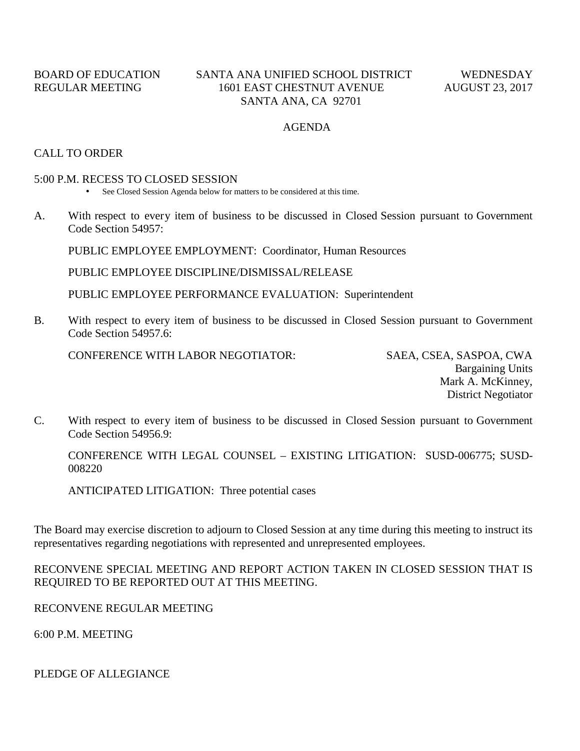BOARD OF EDUCATION REGULAR MEETING

SANTA ANA UNIFIED SCHOOL DISTRICT
1601 EAST CHESTNUT AVENUE
SANTA ANA, CA 92701

WEDNESDAY
AUGUST 23, 2017

# AGENDA

## CALL TO ORDER

## 5:00 P.M. RECESS TO CLOSED SESSION

- See Closed Session Agenda below for matters to be considered at this time.

A. With respect to every item of business to be discussed in Closed Session pursuant to Government Code Section 54957:

PUBLIC EMPLOYEE EMPLOYMENT: Coordinator, Human Resources

PUBLIC EMPLOYEE DISCIPLINE/DISMISSAL/RELEASE

PUBLIC EMPLOYEE PERFORMANCE EVALUATION: Superintendent

B. With respect to every item of business to be discussed in Closed Session pursuant to Government Code Section 54957.6:

CONFERENCE WITH LABOR NEGOTIATOR: SAEA, CSEA, SASPOA, CWA Bargaining Units
Mark A. McKinney, District Negotiator

C. With respect to every item of business to be discussed in Closed Session pursuant to Government Code Section 54956.9:

CONFERENCE WITH LEGAL COUNSEL – EXISTING LITIGATION: SUSD-006775; SUSD-008220

ANTICIPATED LITIGATION: Three potential cases

The Board may exercise discretion to adjourn to Closed Session at any time during this meeting to instruct its representatives regarding negotiations with represented and unrepresented employees.

RECONVENE SPECIAL MEETING AND REPORT ACTION TAKEN IN CLOSED SESSION THAT IS REQUIRED TO BE REPORTED OUT AT THIS MEETING.

RECONVENE REGULAR MEETING

## 6:00 P.M. MEETING

## PLEDGE OF ALLEGIANCE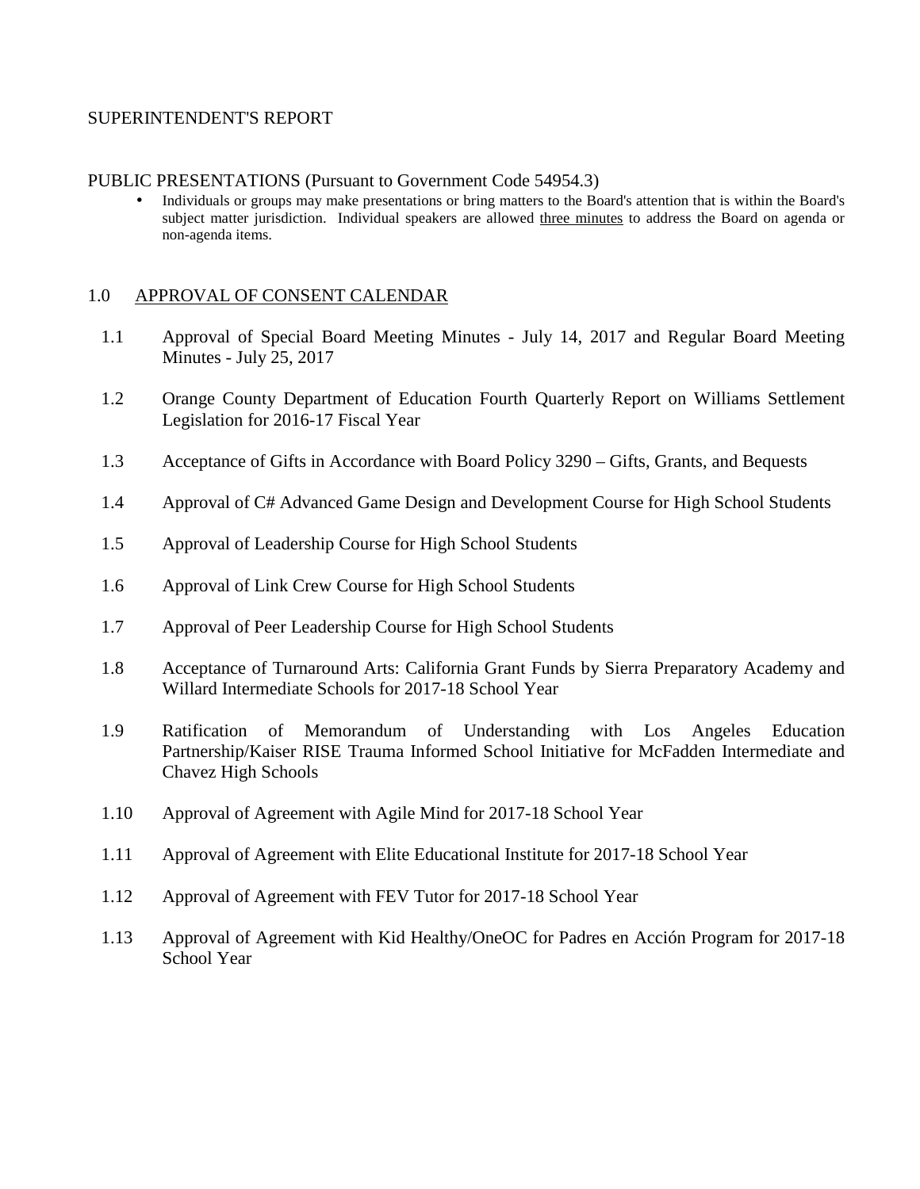SUPERINTENDENT'S REPORT

PUBLIC PRESENTATIONS (Pursuant to Government Code 54954.3)

- Individuals or groups may make presentations or bring matters to the Board's attention that is within the Board's subject matter jurisdiction. Individual speakers are allowed <u>three minutes</u> to address the Board on agenda or non-agenda items.

## 1.0 <u>APPROVAL OF CONSENT CALENDAR</u>

1.1 Approval of Special Board Meeting Minutes - July 14, 2017 and Regular Board Meeting Minutes - July 25, 2017

1.2 Orange County Department of Education Fourth Quarterly Report on Williams Settlement Legislation for 2016-17 Fiscal Year

1.3 Acceptance of Gifts in Accordance with Board Policy 3290 – Gifts, Grants, and Bequests

1.4 Approval of C# Advanced Game Design and Development Course for High School Students

1.5 Approval of Leadership Course for High School Students

1.6 Approval of Link Crew Course for High School Students

1.7 Approval of Peer Leadership Course for High School Students

1.8 Acceptance of Turnaround Arts: California Grant Funds by Sierra Preparatory Academy and Willard Intermediate Schools for 2017-18 School Year

1.9 Ratification of Memorandum of Understanding with Los Angeles Education Partnership/Kaiser RISE Trauma Informed School Initiative for McFadden Intermediate and Chavez High Schools

1.10 Approval of Agreement with Agile Mind for 2017-18 School Year

1.11 Approval of Agreement with Elite Educational Institute for 2017-18 School Year

1.12 Approval of Agreement with FEV Tutor for 2017-18 School Year

1.13 Approval of Agreement with Kid Healthy/OneOC for Padres en Acción Program for 2017-18 School Year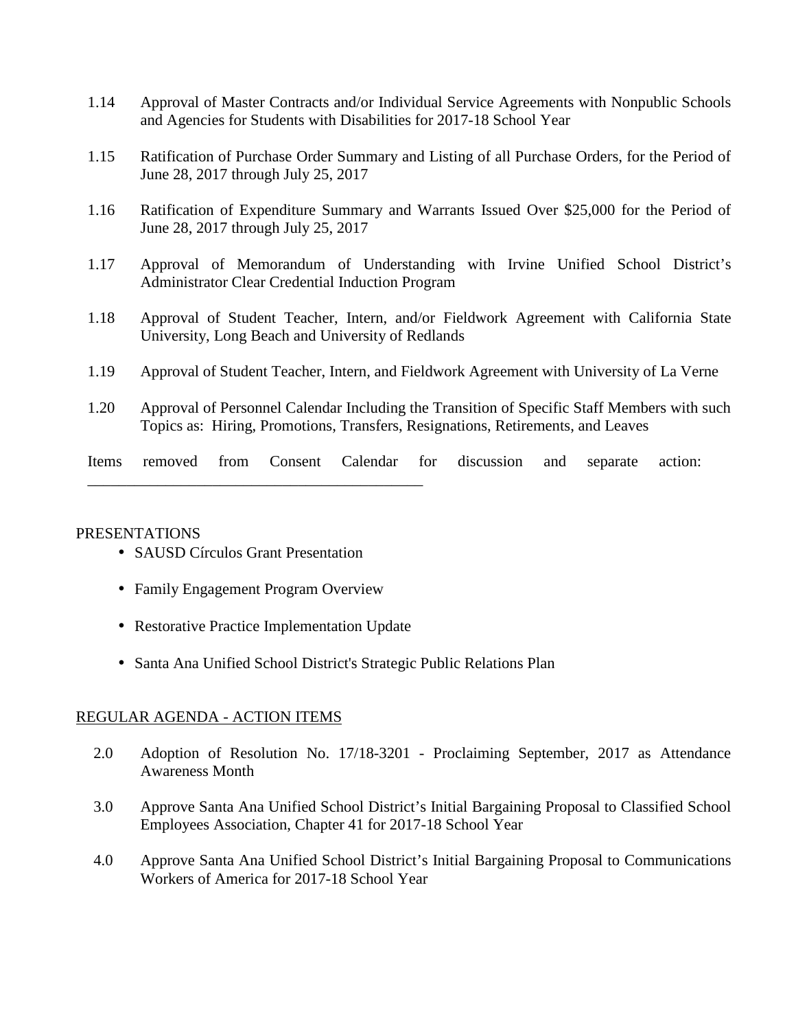1.14 Approval of Master Contracts and/or Individual Service Agreements with Nonpublic Schools and Agencies for Students with Disabilities for 2017-18 School Year

1.15 Ratification of Purchase Order Summary and Listing of all Purchase Orders, for the Period of June 28, 2017 through July 25, 2017

1.16 Ratification of Expenditure Summary and Warrants Issued Over $25,000 for the Period of June 28, 2017 through July 25, 2017

1.17 Approval of Memorandum of Understanding with Irvine Unified School District's Administrator Clear Credential Induction Program

1.18 Approval of Student Teacher, Intern, and/or Fieldwork Agreement with California State University, Long Beach and University of Redlands

1.19 Approval of Student Teacher, Intern, and Fieldwork Agreement with University of La Verne

1.20 Approval of Personnel Calendar Including the Transition of Specific Staff Members with such Topics as: Hiring, Promotions, Transfers, Resignations, Retirements, and Leaves

Items removed from Consent Calendar for discussion and separate action: \_\_\_\_\_\_\_\_\_\_\_\_\_\_\_\_\_\_\_\_\_\_\_\_\_\_\_\_\_\_\_\_\_\_\_\_\_\_\_\_\_\_

PRESENTATIONS

- SAUSD Círculos Grant Presentation
- Family Engagement Program Overview
- Restorative Practice Implementation Update
- Santa Ana Unified School District's Strategic Public Relations Plan

REGULAR AGENDA - ACTION ITEMS

2.0 Adoption of Resolution No. 17/18-3201 - Proclaiming September, 2017 as Attendance Awareness Month

3.0 Approve Santa Ana Unified School District's Initial Bargaining Proposal to Classified School Employees Association, Chapter 41 for 2017-18 School Year

4.0 Approve Santa Ana Unified School District's Initial Bargaining Proposal to Communications Workers of America for 2017-18 School Year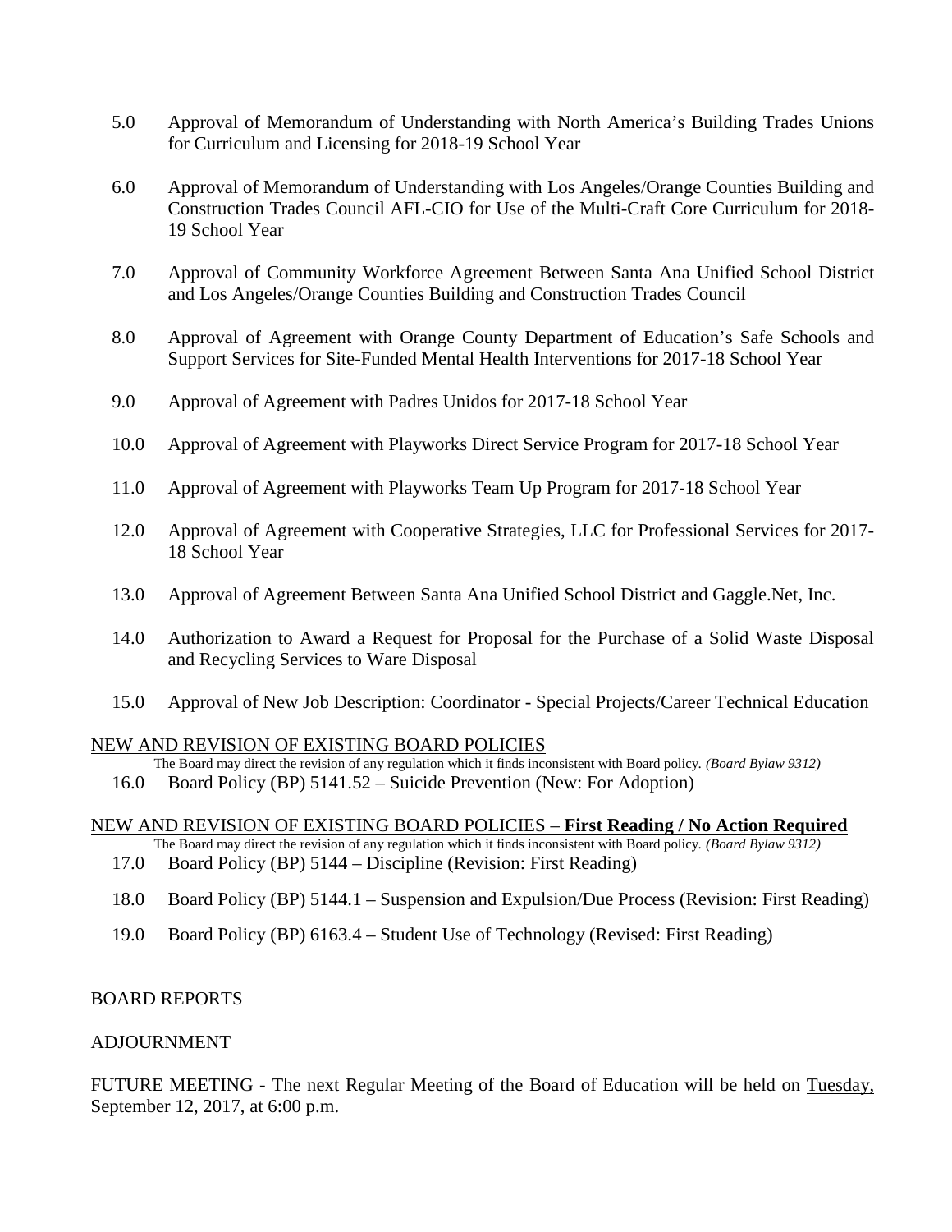5.0 Approval of Memorandum of Understanding with North America's Building Trades Unions for Curriculum and Licensing for 2018-19 School Year

6.0 Approval of Memorandum of Understanding with Los Angeles/Orange Counties Building and Construction Trades Council AFL-CIO for Use of the Multi-Craft Core Curriculum for 2018-19 School Year

7.0 Approval of Community Workforce Agreement Between Santa Ana Unified School District and Los Angeles/Orange Counties Building and Construction Trades Council

8.0 Approval of Agreement with Orange County Department of Education's Safe Schools and Support Services for Site-Funded Mental Health Interventions for 2017-18 School Year

9.0 Approval of Agreement with Padres Unidos for 2017-18 School Year

10.0 Approval of Agreement with Playworks Direct Service Program for 2017-18 School Year

11.0 Approval of Agreement with Playworks Team Up Program for 2017-18 School Year

12.0 Approval of Agreement with Cooperative Strategies, LLC for Professional Services for 2017-18 School Year

13.0 Approval of Agreement Between Santa Ana Unified School District and Gaggle.Net, Inc.

14.0 Authorization to Award a Request for Proposal for the Purchase of a Solid Waste Disposal and Recycling Services to Ware Disposal

15.0 Approval of New Job Description: Coordinator - Special Projects/Career Technical Education

<u>NEW AND REVISION OF EXISTING BOARD POLICIES</u>

The Board may direct the revision of any regulation which it finds inconsistent with Board policy. *(Board Bylaw 9312)*

16.0 Board Policy (BP) 5141.52 – Suicide Prevention (New: For Adoption)

<u>NEW AND REVISION OF EXISTING BOARD POLICIES – **First Reading / No Action Required**</u>

The Board may direct the revision of any regulation which it finds inconsistent with Board policy. *(Board Bylaw 9312)*

17.0 Board Policy (BP) 5144 – Discipline (Revision: First Reading)

18.0 Board Policy (BP) 5144.1 – Suspension and Expulsion/Due Process (Revision: First Reading)

19.0 Board Policy (BP) 6163.4 – Student Use of Technology (Revised: First Reading)

BOARD REPORTS

ADJOURNMENT

FUTURE MEETING - The next Regular Meeting of the Board of Education will be held on <u>Tuesday, September 12, 2017</u>, at 6:00 p.m.